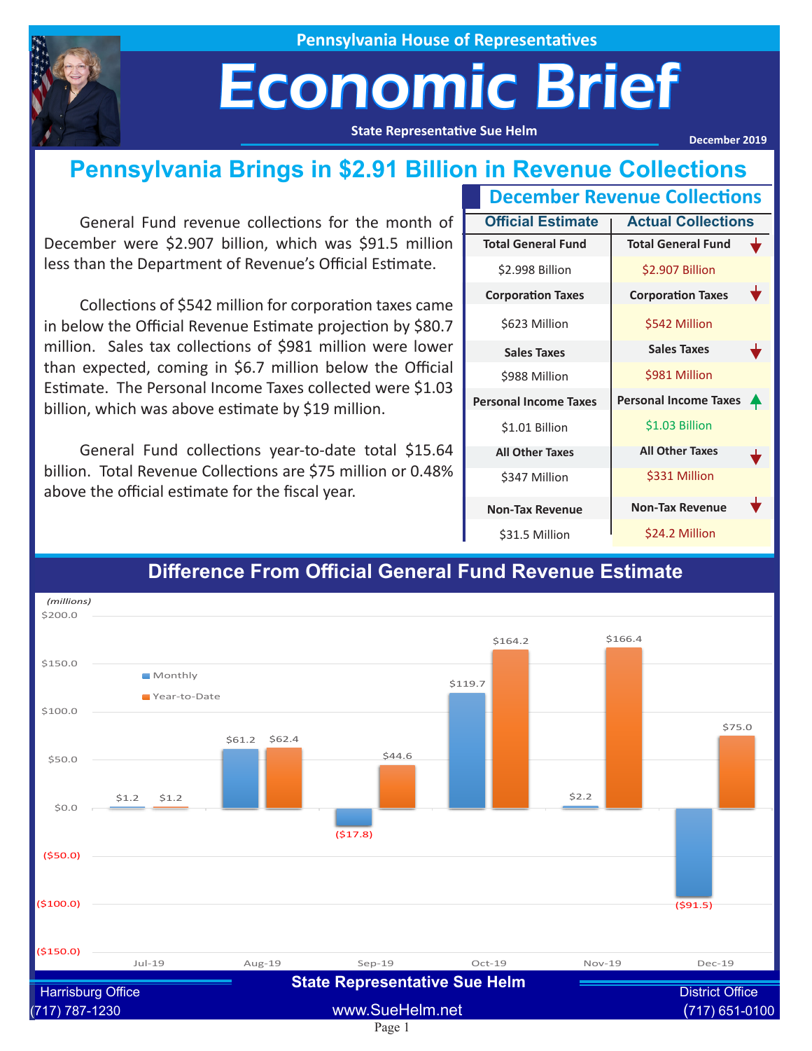Pennsylvania House of Representatives

# Economic Brief

State Representative Sue Helm

December 2019

## Pennsylvania Brings in $2.91 Billion in Revenue Collections

General Fund revenue collections for the month of December were $2.907 billion, which was $91.5 million less than the Department of Revenue's Official Estimate.

Collections of $542 million for corporation taxes came in below the Official Revenue Estimate projection by $80.7 million. Sales tax collections of $981 million were lower than expected, coming in $6.7 million below the Official Estimate. The Personal Income Taxes collected were $1.03 billion, which was above estimate by $19 million.

General Fund collections year-to-date total $15.64 billion. Total Revenue Collections are $75 million or 0.48% above the official estimate for the fiscal year.

### December Revenue Collections

| | Official Estimate | Actual Collections |
|---|---|---|
| Total General Fund | $2.998 Billion | $2.907 Billion ↓ |
| Corporation Taxes | $623 Million | $542 Million ↓ |
| Sales Taxes | $988 Million | $981 Million ↓ |
| Personal Income Taxes | $1.01 Billion | $1.03 Billion ↑ |
| All Other Taxes | $347 Million | $331 Million ↓ |
| Non-Tax Revenue | $31.5 Million | $24.2 Million ↓ |

### Difference From Official General Fund Revenue Estimate

(millions)

| Month | Monthly | Year-to-Date |
|---|---|---|
| Jul-19 | $1.2 | $1.2 |
| Aug-19 | $61.2 | $62.4 |
| Sep-19 | ($17.8) | $44.6 |
| Oct-19 | $119.7 | $164.2 |
| Nov-19 | $2.2 | $166.4 |
| Dec-19 | ($91.5) | $75.0 |

State Representative Sue Helm

Harrisburg Office (717) 787-1230

www.SueHelm.net

District Office (717) 651-0100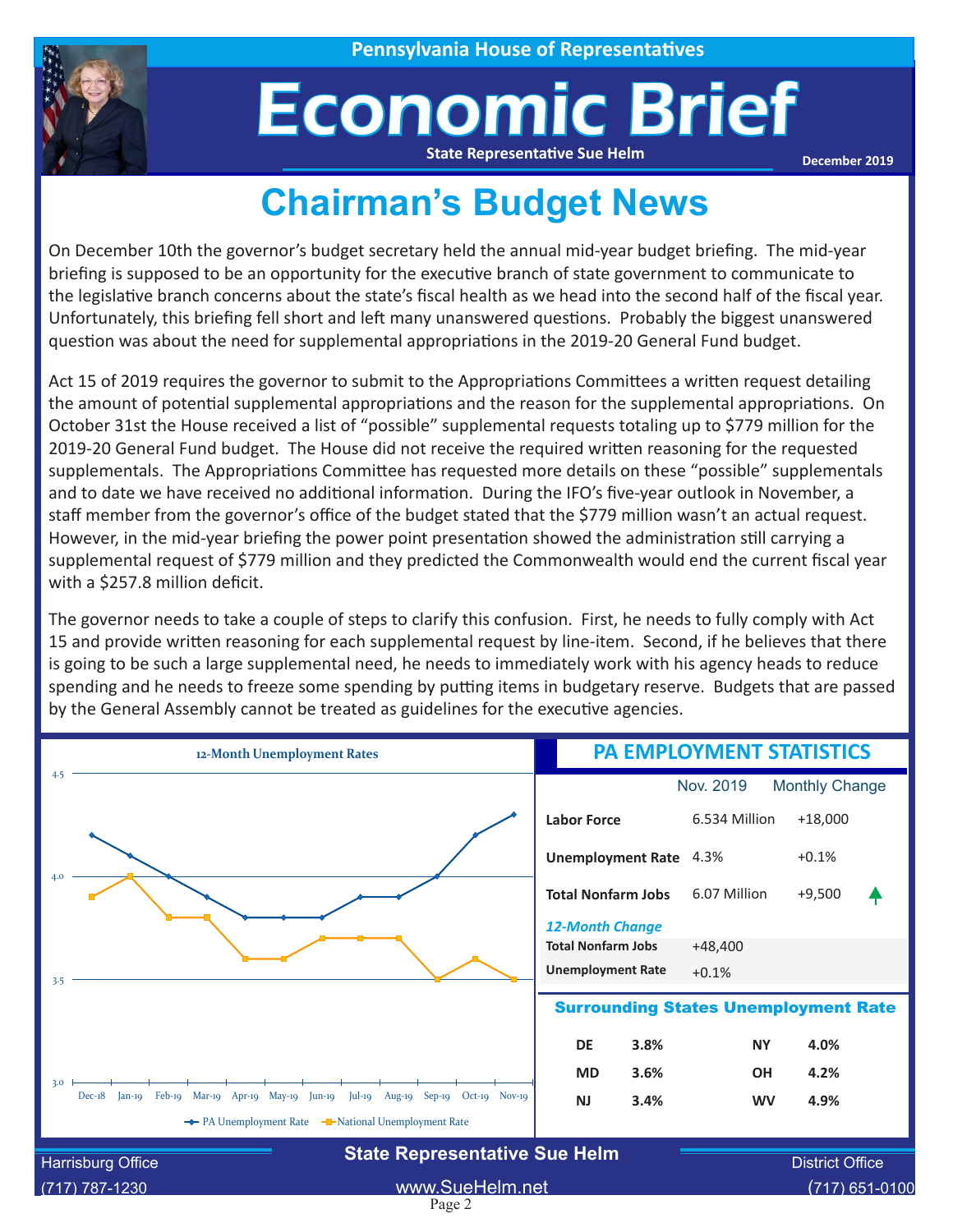Pennsylvania House of Representatives

# Economic Brief

State Representative Sue Helm

December 2019

## Chairman's Budget News

On December 10th the governor's budget secretary held the annual mid-year budget briefing. The mid-year briefing is supposed to be an opportunity for the executive branch of state government to communicate to the legislative branch concerns about the state's fiscal health as we head into the second half of the fiscal year. Unfortunately, this briefing fell short and left many unanswered questions. Probably the biggest unanswered question was about the need for supplemental appropriations in the 2019-20 General Fund budget.

Act 15 of 2019 requires the governor to submit to the Appropriations Committees a written request detailing the amount of potential supplemental appropriations and the reason for the supplemental appropriations. On October 31st the House received a list of "possible" supplemental requests totaling up to $779 million for the 2019-20 General Fund budget. The House did not receive the required written reasoning for the requested supplementals. The Appropriations Committee has requested more details on these "possible" supplementals and to date we have received no additional information. During the IFO's five-year outlook in November, a staff member from the governor's office of the budget stated that the $779 million wasn't an actual request. However, in the mid-year briefing the power point presentation showed the administration still carrying a supplemental request of $779 million and they predicted the Commonwealth would end the current fiscal year with a $257.8 million deficit.

The governor needs to take a couple of steps to clarify this confusion. First, he needs to fully comply with Act 15 and provide written reasoning for each supplemental request by line-item. Second, if he believes that there is going to be such a large supplemental need, he needs to immediately work with his agency heads to reduce spending and he needs to freeze some spending by putting items in budgetary reserve. Budgets that are passed by the General Assembly cannot be treated as guidelines for the executive agencies.

12-Month Unemployment Rates

4.5
4.0
3.5
3.0

Dec-18 Jan-19 Feb-19 Mar-19 Apr-19 May-19 Jun-19 Jul-19 Aug-19 Sep-19 Oct-19 Nov-19

PA Unemployment Rate — National Unemployment Rate

## PA EMPLOYMENT STATISTICS

| | Nov. 2019 | Monthly Change |
|---|---|---|
| **Labor Force** | 6.534 Million | +18,000 |
| **Unemployment Rate** | 4.3% | +0.1% |
| **Total Nonfarm Jobs** | 6.07 Million | +9,500 |

***12-Month Change***

| | |
|---|---|
| **Total Nonfarm Jobs** | +48,400 |
| **Unemployment Rate** | +0.1% |

### Surrounding States Unemployment Rate

| | | | |
|---|---|---|---|
| **DE** | **3.8%** | **NY** | **4.0%** |
| **MD** | **3.6%** | **OH** | **4.2%** |
| **NJ** | **3.4%** | **WV** | **4.9%** |

Harrisburg Office (717) 787-1230

**State Representative Sue Helm**
www.SueHelm.net

District Office (717) 651-0100